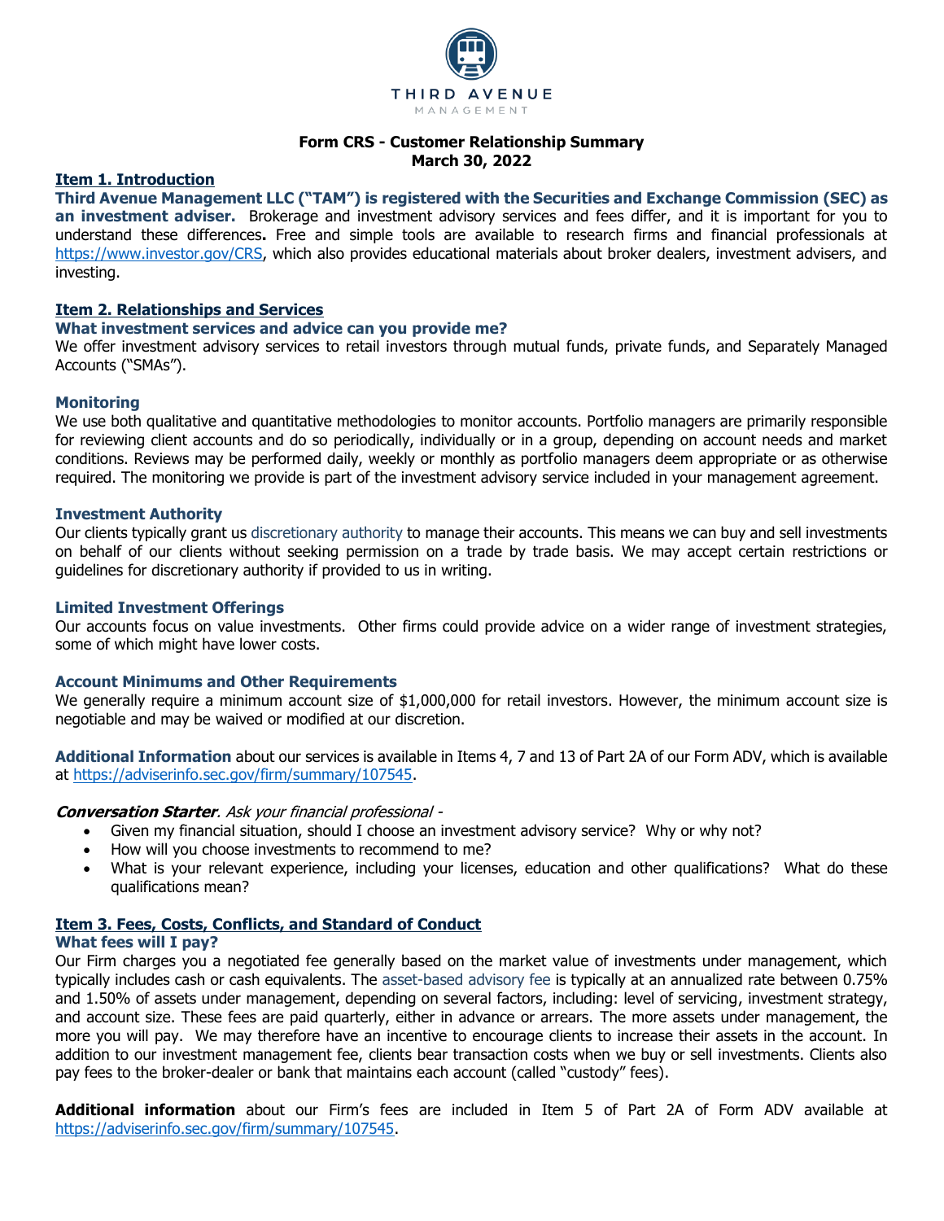THIRD AVENUE
MANAGEMENT

**Form CRS - Customer Relationship Summary**
**March 30, 2022**

## Item 1. Introduction

**Third Avenue Management LLC ("TAM") is registered with the Securities and Exchange Commission (SEC) as an investment adviser.** Brokerage and investment advisory services and fees differ, and it is important for you to understand these differences**.** Free and simple tools are available to research firms and financial professionals at https://www.investor.gov/CRS, which also provides educational materials about broker dealers, investment advisers, and investing.

## Item 2. Relationships and Services

### What investment services and advice can you provide me?

We offer investment advisory services to retail investors through mutual funds, private funds, and Separately Managed Accounts ("SMAs").

### Monitoring

We use both qualitative and quantitative methodologies to monitor accounts. Portfolio managers are primarily responsible for reviewing client accounts and do so periodically, individually or in a group, depending on account needs and market conditions. Reviews may be performed daily, weekly or monthly as portfolio managers deem appropriate or as otherwise required. The monitoring we provide is part of the investment advisory service included in your management agreement.

### Investment Authority

Our clients typically grant us discretionary authority to manage their accounts. This means we can buy and sell investments on behalf of our clients without seeking permission on a trade by trade basis. We may accept certain restrictions or guidelines for discretionary authority if provided to us in writing.

### Limited Investment Offerings

Our accounts focus on value investments. Other firms could provide advice on a wider range of investment strategies, some of which might have lower costs.

### Account Minimums and Other Requirements

We generally require a minimum account size of $1,000,000 for retail investors. However, the minimum account size is negotiable and may be waived or modified at our discretion.

**Additional Information** about our services is available in Items 4, 7 and 13 of Part 2A of our Form ADV, which is available at https://adviserinfo.sec.gov/firm/summary/107545.

***Conversation Starter****. Ask your financial professional -*

- Given my financial situation, should I choose an investment advisory service? Why or why not?
- How will you choose investments to recommend to me?
- What is your relevant experience, including your licenses, education and other qualifications? What do these qualifications mean?

## Item 3. Fees, Costs, Conflicts, and Standard of Conduct

### What fees will I pay?

Our Firm charges you a negotiated fee generally based on the market value of investments under management, which typically includes cash or cash equivalents. The asset-based advisory fee is typically at an annualized rate between 0.75% and 1.50% of assets under management, depending on several factors, including: level of servicing, investment strategy, and account size. These fees are paid quarterly, either in advance or arrears. The more assets under management, the more you will pay. We may therefore have an incentive to encourage clients to increase their assets in the account. In addition to our investment management fee, clients bear transaction costs when we buy or sell investments. Clients also pay fees to the broker-dealer or bank that maintains each account (called "custody" fees).

**Additional information** about our Firm's fees are included in Item 5 of Part 2A of Form ADV available at https://adviserinfo.sec.gov/firm/summary/107545.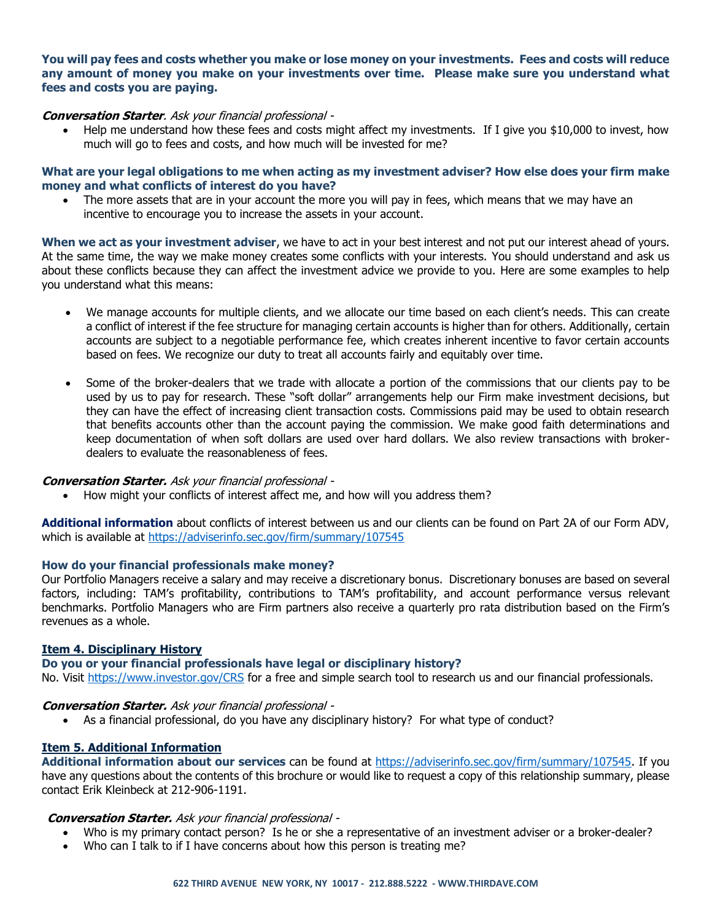**You will pay fees and costs whether you make or lose money on your investments. Fees and costs will reduce any amount of money you make on your investments over time. Please make sure you understand what fees and costs you are paying.**

***Conversation Starter***. *Ask your financial professional -*

- Help me understand how these fees and costs might affect my investments. If I give you $10,000 to invest, how much will go to fees and costs, and how much will be invested for me?

**What are your legal obligations to me when acting as my investment adviser? How else does your firm make money and what conflicts of interest do you have?**

- The more assets that are in your account the more you will pay in fees, which means that we may have an incentive to encourage you to increase the assets in your account.

**When we act as your investment adviser**, we have to act in your best interest and not put our interest ahead of yours. At the same time, the way we make money creates some conflicts with your interests. You should understand and ask us about these conflicts because they can affect the investment advice we provide to you. Here are some examples to help you understand what this means:

- We manage accounts for multiple clients, and we allocate our time based on each client's needs. This can create a conflict of interest if the fee structure for managing certain accounts is higher than for others. Additionally, certain accounts are subject to a negotiable performance fee, which creates inherent incentive to favor certain accounts based on fees. We recognize our duty to treat all accounts fairly and equitably over time.

- Some of the broker-dealers that we trade with allocate a portion of the commissions that our clients pay to be used by us to pay for research. These "soft dollar" arrangements help our Firm make investment decisions, but they can have the effect of increasing client transaction costs. Commissions paid may be used to obtain research that benefits accounts other than the account paying the commission. We make good faith determinations and keep documentation of when soft dollars are used over hard dollars. We also review transactions with broker-dealers to evaluate the reasonableness of fees.

***Conversation Starter.*** *Ask your financial professional -*

- How might your conflicts of interest affect me, and how will you address them?

**Additional information** about conflicts of interest between us and our clients can be found on Part 2A of our Form ADV, which is available at https://adviserinfo.sec.gov/firm/summary/107545

**How do your financial professionals make money?**

Our Portfolio Managers receive a salary and may receive a discretionary bonus. Discretionary bonuses are based on several factors, including: TAM's profitability, contributions to TAM's profitability, and account performance versus relevant benchmarks. Portfolio Managers who are Firm partners also receive a quarterly pro rata distribution based on the Firm's revenues as a whole.

## Item 4. Disciplinary History

**Do you or your financial professionals have legal or disciplinary history?**

No. Visit https://www.investor.gov/CRS for a free and simple search tool to research us and our financial professionals.

***Conversation Starter.*** *Ask your financial professional -*

- As a financial professional, do you have any disciplinary history? For what type of conduct?

## Item 5. Additional Information

**Additional information about our services** can be found at https://adviserinfo.sec.gov/firm/summary/107545. If you have any questions about the contents of this brochure or would like to request a copy of this relationship summary, please contact Erik Kleinbeck at 212-906-1191.

***Conversation Starter.*** *Ask your financial professional -*

- Who is my primary contact person? Is he or she a representative of an investment adviser or a broker-dealer?
- Who can I talk to if I have concerns about how this person is treating me?